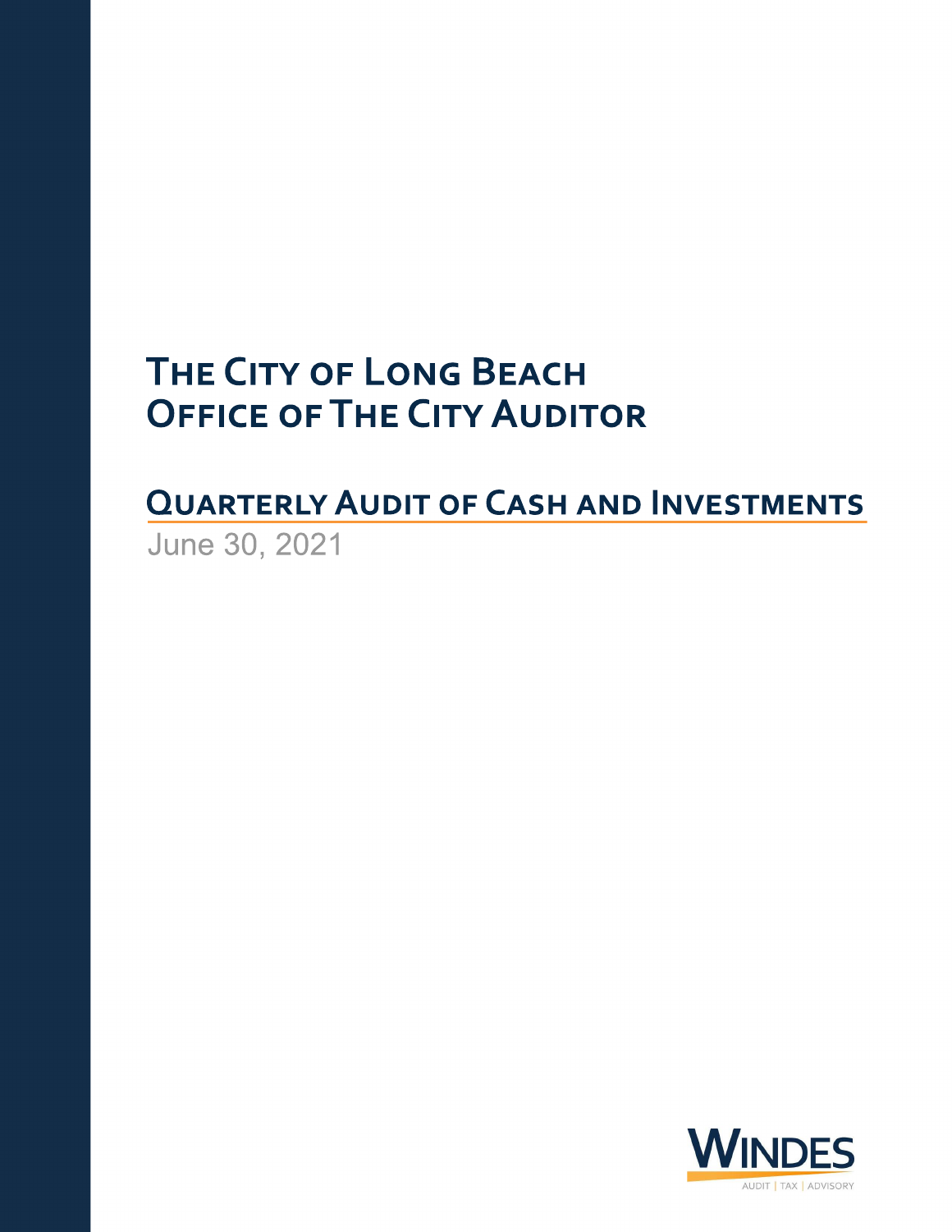# The City of Long Beach
# Office of The City Auditor

## Quarterly Audit of Cash and Investments

June 30, 2021

WINDES

AUDIT | TAX | ADVISORY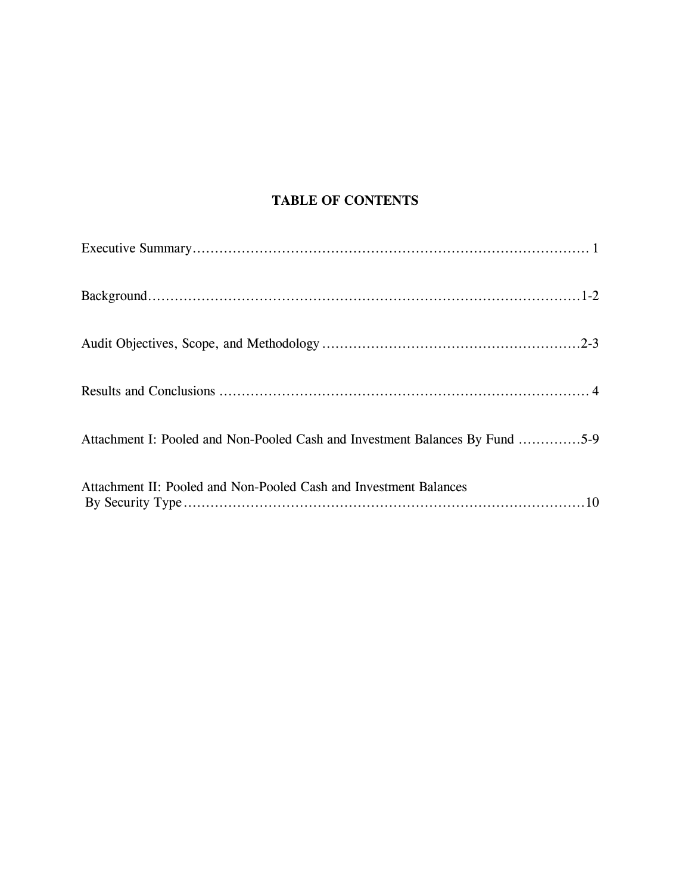# TABLE OF CONTENTS

| Section | Page |
|---|---|
| Executive Summary | 1 |
| Background | 1-2 |
| Audit Objectives, Scope, and Methodology | 2-3 |
| Results and Conclusions | 4 |
| Attachment I: Pooled and Non-Pooled Cash and Investment Balances By Fund | 5-9 |
| Attachment II: Pooled and Non-Pooled Cash and Investment Balances By Security Type | 10 |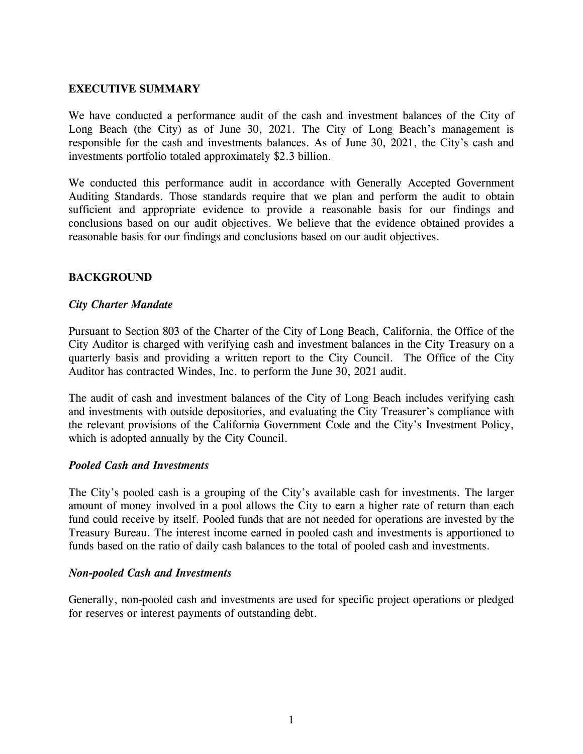## EXECUTIVE SUMMARY

We have conducted a performance audit of the cash and investment balances of the City of Long Beach (the City) as of June 30, 2021. The City of Long Beach's management is responsible for the cash and investments balances. As of June 30, 2021, the City's cash and investments portfolio totaled approximately $2.3 billion.

We conducted this performance audit in accordance with Generally Accepted Government Auditing Standards. Those standards require that we plan and perform the audit to obtain sufficient and appropriate evidence to provide a reasonable basis for our findings and conclusions based on our audit objectives. We believe that the evidence obtained provides a reasonable basis for our findings and conclusions based on our audit objectives.

## BACKGROUND

### *City Charter Mandate*

Pursuant to Section 803 of the Charter of the City of Long Beach, California, the Office of the City Auditor is charged with verifying cash and investment balances in the City Treasury on a quarterly basis and providing a written report to the City Council. The Office of the City Auditor has contracted Windes, Inc. to perform the June 30, 2021 audit.

The audit of cash and investment balances of the City of Long Beach includes verifying cash and investments with outside depositories, and evaluating the City Treasurer's compliance with the relevant provisions of the California Government Code and the City's Investment Policy, which is adopted annually by the City Council.

### *Pooled Cash and Investments*

The City's pooled cash is a grouping of the City's available cash for investments. The larger amount of money involved in a pool allows the City to earn a higher rate of return than each fund could receive by itself. Pooled funds that are not needed for operations are invested by the Treasury Bureau. The interest income earned in pooled cash and investments is apportioned to funds based on the ratio of daily cash balances to the total of pooled cash and investments.

### *Non-pooled Cash and Investments*

Generally, non-pooled cash and investments are used for specific project operations or pledged for reserves or interest payments of outstanding debt.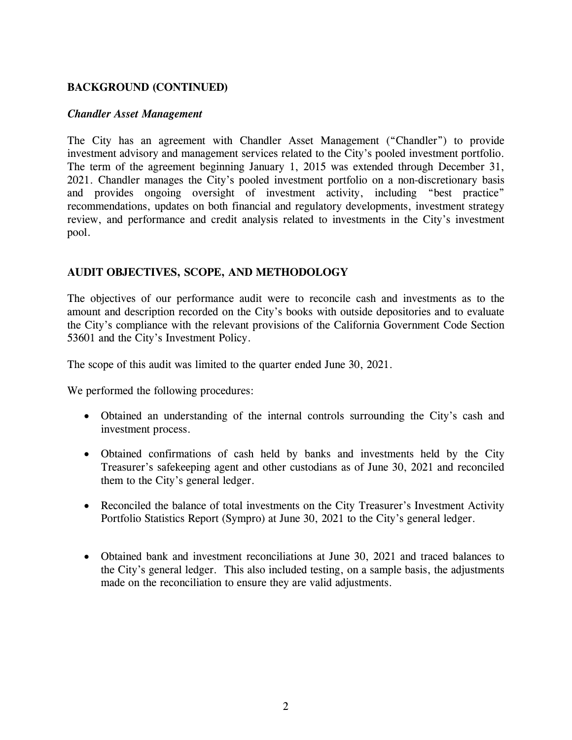## BACKGROUND (CONTINUED)

### *Chandler Asset Management*

The City has an agreement with Chandler Asset Management ("Chandler") to provide investment advisory and management services related to the City's pooled investment portfolio. The term of the agreement beginning January 1, 2015 was extended through December 31, 2021. Chandler manages the City's pooled investment portfolio on a non-discretionary basis and provides ongoing oversight of investment activity, including "best practice" recommendations, updates on both financial and regulatory developments, investment strategy review, and performance and credit analysis related to investments in the City's investment pool.

## AUDIT OBJECTIVES, SCOPE, AND METHODOLOGY

The objectives of our performance audit were to reconcile cash and investments as to the amount and description recorded on the City's books with outside depositories and to evaluate the City's compliance with the relevant provisions of the California Government Code Section 53601 and the City's Investment Policy.

The scope of this audit was limited to the quarter ended June 30, 2021.

We performed the following procedures:

- Obtained an understanding of the internal controls surrounding the City's cash and investment process.
- Obtained confirmations of cash held by banks and investments held by the City Treasurer's safekeeping agent and other custodians as of June 30, 2021 and reconciled them to the City's general ledger.
- Reconciled the balance of total investments on the City Treasurer's Investment Activity Portfolio Statistics Report (Sympro) at June 30, 2021 to the City's general ledger.
- Obtained bank and investment reconciliations at June 30, 2021 and traced balances to the City's general ledger. This also included testing, on a sample basis, the adjustments made on the reconciliation to ensure they are valid adjustments.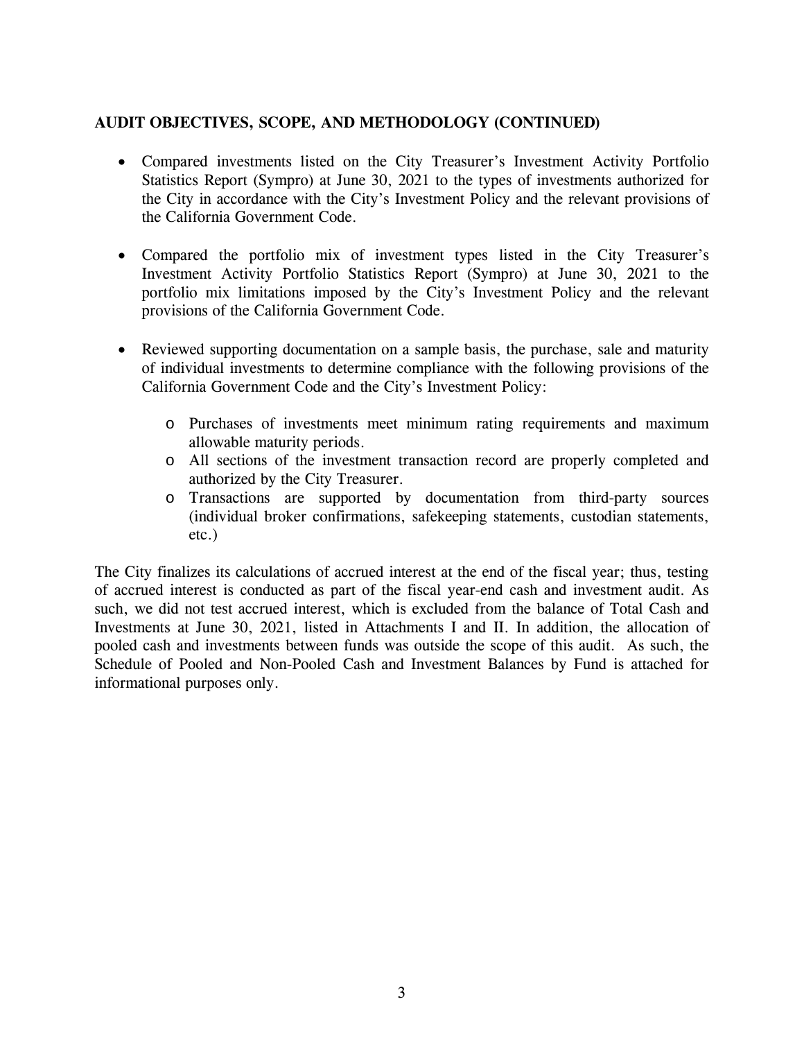**AUDIT OBJECTIVES, SCOPE, AND METHODOLOGY (CONTINUED)**

- Compared investments listed on the City Treasurer's Investment Activity Portfolio Statistics Report (Sympro) at June 30, 2021 to the types of investments authorized for the City in accordance with the City's Investment Policy and the relevant provisions of the California Government Code.

- Compared the portfolio mix of investment types listed in the City Treasurer's Investment Activity Portfolio Statistics Report (Sympro) at June 30, 2021 to the portfolio mix limitations imposed by the City's Investment Policy and the relevant provisions of the California Government Code.

- Reviewed supporting documentation on a sample basis, the purchase, sale and maturity of individual investments to determine compliance with the following provisions of the California Government Code and the City's Investment Policy:

    - Purchases of investments meet minimum rating requirements and maximum allowable maturity periods.
    - All sections of the investment transaction record are properly completed and authorized by the City Treasurer.
    - Transactions are supported by documentation from third-party sources (individual broker confirmations, safekeeping statements, custodian statements, etc.)

The City finalizes its calculations of accrued interest at the end of the fiscal year; thus, testing of accrued interest is conducted as part of the fiscal year-end cash and investment audit. As such, we did not test accrued interest, which is excluded from the balance of Total Cash and Investments at June 30, 2021, listed in Attachments I and II. In addition, the allocation of pooled cash and investments between funds was outside the scope of this audit. As such, the Schedule of Pooled and Non-Pooled Cash and Investment Balances by Fund is attached for informational purposes only.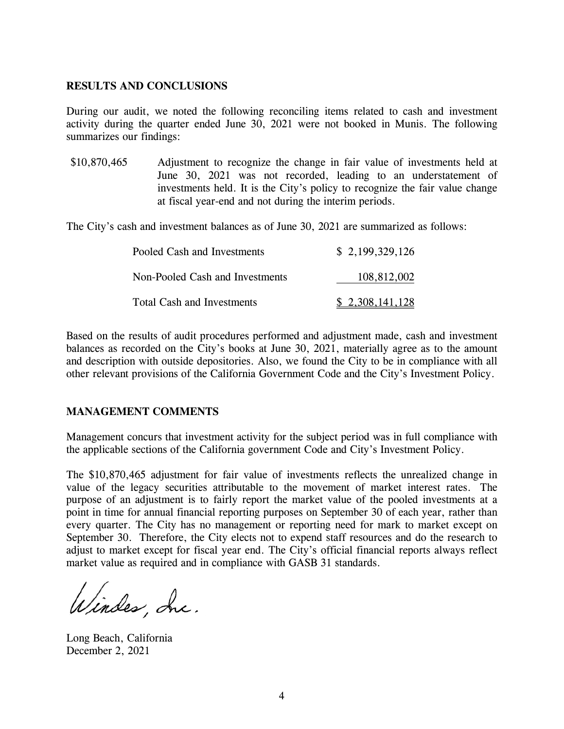## RESULTS AND CONCLUSIONS

During our audit, we noted the following reconciling items related to cash and investment activity during the quarter ended June 30, 2021 were not booked in Munis. The following summarizes our findings:

| | |
|---|---|
| $10,870,465 | Adjustment to recognize the change in fair value of investments held at June 30, 2021 was not recorded, leading to an understatement of investments held. It is the City's policy to recognize the fair value change at fiscal year-end and not during the interim periods. |

The City's cash and investment balances as of June 30, 2021 are summarized as follows:

| | |
|---|---|
| Pooled Cash and Investments | $ 2,199,329,126 |
| Non-Pooled Cash and Investments | 108,812,002 |
| Total Cash and Investments | $ 2,308,141,128 |

Based on the results of audit procedures performed and adjustment made, cash and investment balances as recorded on the City's books at June 30, 2021, materially agree as to the amount and description with outside depositories. Also, we found the City to be in compliance with all other relevant provisions of the California Government Code and the City's Investment Policy.

## MANAGEMENT COMMENTS

Management concurs that investment activity for the subject period was in full compliance with the applicable sections of the California government Code and City's Investment Policy.

The $10,870,465 adjustment for fair value of investments reflects the unrealized change in value of the legacy securities attributable to the movement of market interest rates. The purpose of an adjustment is to fairly report the market value of the pooled investments at a point in time for annual financial reporting purposes on September 30 of each year, rather than every quarter. The City has no management or reporting need for mark to market except on September 30. Therefore, the City elects not to expend staff resources and do the research to adjust to market except for fiscal year end. The City's official financial reports always reflect market value as required and in compliance with GASB 31 standards.

Windes, Inc.

Long Beach, California
December 2, 2021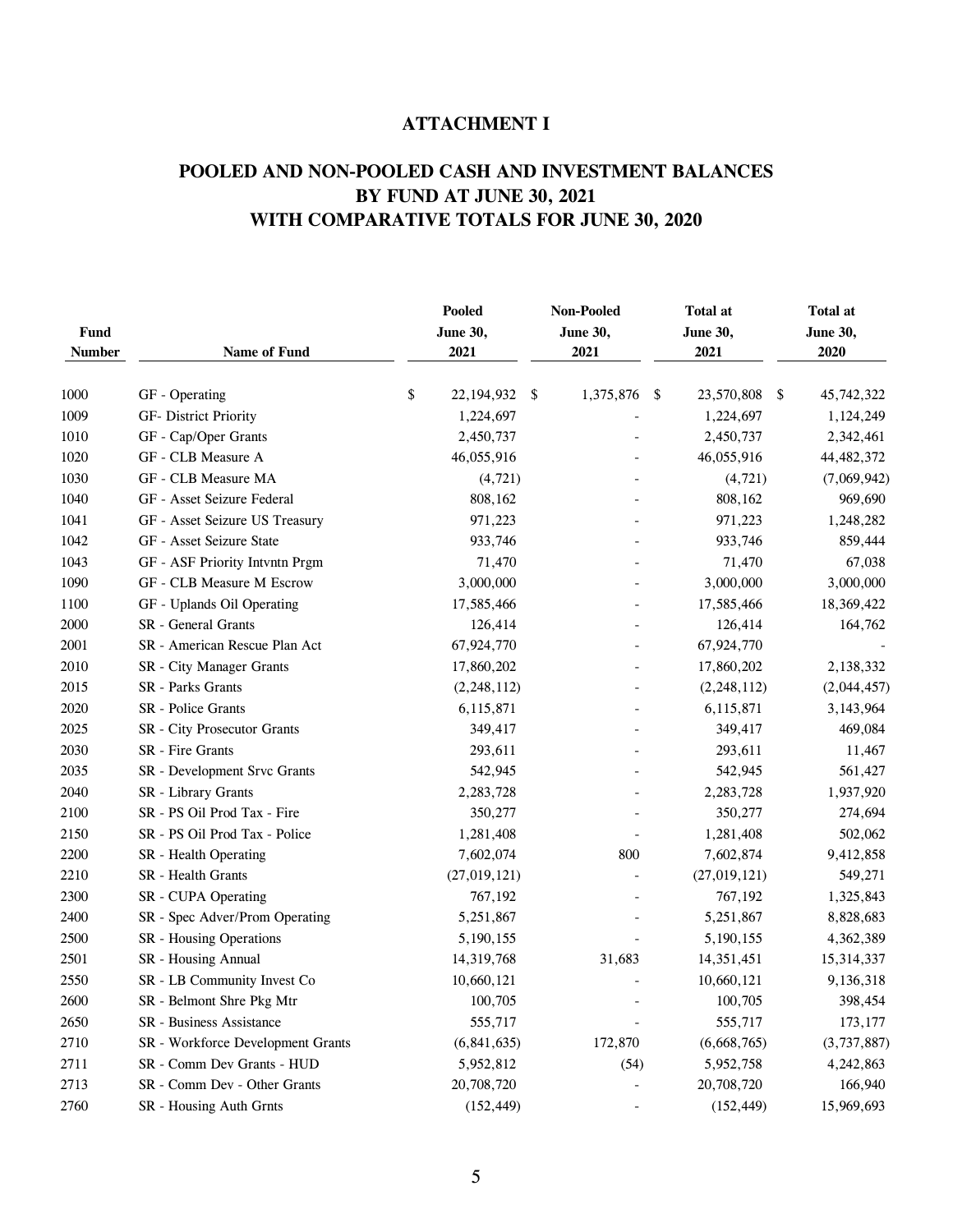# ATTACHMENT I

## POOLED AND NON-POOLED CASH AND INVESTMENT BALANCES BY FUND AT JUNE 30, 2021 WITH COMPARATIVE TOTALS FOR JUNE 30, 2020

| Fund Number | Name of Fund | Pooled June 30, 2021 | Non-Pooled June 30, 2021 | Total at June 30, 2021 | Total at June 30, 2020 |
|---|---|---|---|---|---|
| 1000 | GF - Operating | $ 22,194,932 | $ 1,375,876 | $ 23,570,808 | $ 45,742,322 |
| 1009 | GF- District Priority | 1,224,697 | - | 1,224,697 | 1,124,249 |
| 1010 | GF - Cap/Oper Grants | 2,450,737 | - | 2,450,737 | 2,342,461 |
| 1020 | GF - CLB Measure A | 46,055,916 | - | 46,055,916 | 44,482,372 |
| 1030 | GF - CLB Measure MA | (4,721) | - | (4,721) | (7,069,942) |
| 1040 | GF - Asset Seizure Federal | 808,162 | - | 808,162 | 969,690 |
| 1041 | GF - Asset Seizure US Treasury | 971,223 | - | 971,223 | 1,248,282 |
| 1042 | GF - Asset Seizure State | 933,746 | - | 933,746 | 859,444 |
| 1043 | GF - ASF Priority Intvntn Prgm | 71,470 | - | 71,470 | 67,038 |
| 1090 | GF - CLB Measure M Escrow | 3,000,000 | - | 3,000,000 | 3,000,000 |
| 1100 | GF - Uplands Oil Operating | 17,585,466 | - | 17,585,466 | 18,369,422 |
| 2000 | SR - General Grants | 126,414 | - | 126,414 | 164,762 |
| 2001 | SR - American Rescue Plan Act | 67,924,770 | - | 67,924,770 | - |
| 2010 | SR - City Manager Grants | 17,860,202 | - | 17,860,202 | 2,138,332 |
| 2015 | SR - Parks Grants | (2,248,112) | - | (2,248,112) | (2,044,457) |
| 2020 | SR - Police Grants | 6,115,871 | - | 6,115,871 | 3,143,964 |
| 2025 | SR - City Prosecutor Grants | 349,417 | - | 349,417 | 469,084 |
| 2030 | SR - Fire Grants | 293,611 | - | 293,611 | 11,467 |
| 2035 | SR - Development Srvc Grants | 542,945 | - | 542,945 | 561,427 |
| 2040 | SR - Library Grants | 2,283,728 | - | 2,283,728 | 1,937,920 |
| 2100 | SR - PS Oil Prod Tax - Fire | 350,277 | - | 350,277 | 274,694 |
| 2150 | SR - PS Oil Prod Tax - Police | 1,281,408 | - | 1,281,408 | 502,062 |
| 2200 | SR - Health Operating | 7,602,074 | 800 | 7,602,874 | 9,412,858 |
| 2210 | SR - Health Grants | (27,019,121) | - | (27,019,121) | 549,271 |
| 2300 | SR - CUPA Operating | 767,192 | - | 767,192 | 1,325,843 |
| 2400 | SR - Spec Adver/Prom Operating | 5,251,867 | - | 5,251,867 | 8,828,683 |
| 2500 | SR - Housing Operations | 5,190,155 | - | 5,190,155 | 4,362,389 |
| 2501 | SR - Housing Annual | 14,319,768 | 31,683 | 14,351,451 | 15,314,337 |
| 2550 | SR - LB Community Invest Co | 10,660,121 | - | 10,660,121 | 9,136,318 |
| 2600 | SR - Belmont Shre Pkg Mtr | 100,705 | - | 100,705 | 398,454 |
| 2650 | SR - Business Assistance | 555,717 | - | 555,717 | 173,177 |
| 2710 | SR - Workforce Development Grants | (6,841,635) | 172,870 | (6,668,765) | (3,737,887) |
| 2711 | SR - Comm Dev Grants - HUD | 5,952,812 | (54) | 5,952,758 | 4,242,863 |
| 2713 | SR - Comm Dev - Other Grants | 20,708,720 | - | 20,708,720 | 166,940 |
| 2760 | SR - Housing Auth Grnts | (152,449) | - | (152,449) | 15,969,693 |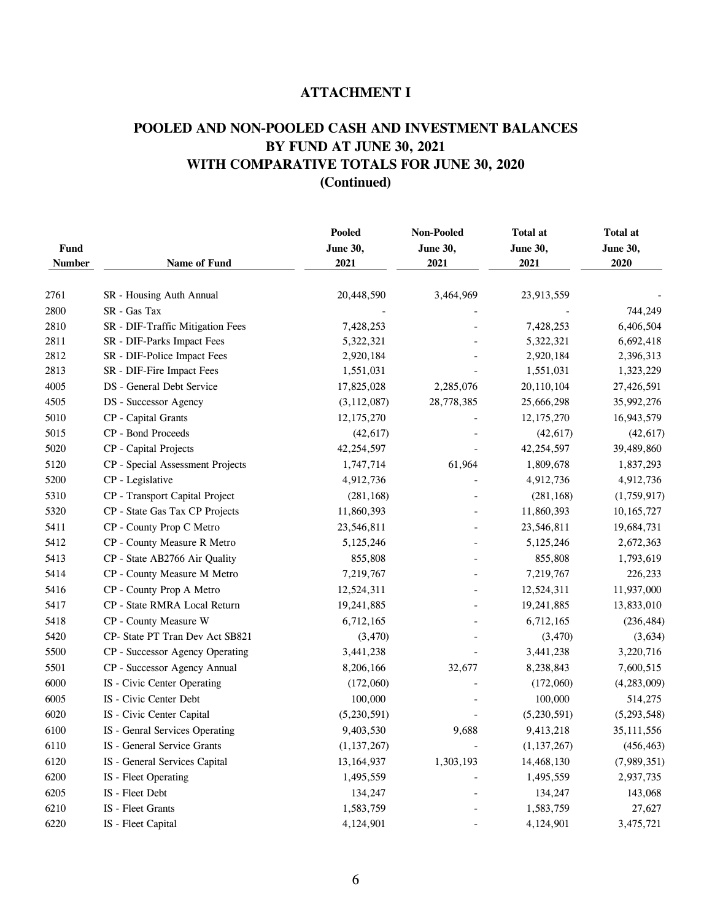# ATTACHMENT I

## POOLED AND NON-POOLED CASH AND INVESTMENT BALANCES BY FUND AT JUNE 30, 2021 WITH COMPARATIVE TOTALS FOR JUNE 30, 2020 (Continued)

| Fund Number | Name of Fund | Pooled June 30, 2021 | Non-Pooled June 30, 2021 | Total at June 30, 2021 | Total at June 30, 2020 |
|---|---|---|---|---|---|
| 2761 | SR - Housing Auth Annual | 20,448,590 | 3,464,969 | 23,913,559 | - |
| 2800 | SR - Gas Tax | - | - | - | 744,249 |
| 2810 | SR - DIF-Traffic Mitigation Fees | 7,428,253 | - | 7,428,253 | 6,406,504 |
| 2811 | SR - DIF-Parks Impact Fees | 5,322,321 | - | 5,322,321 | 6,692,418 |
| 2812 | SR - DIF-Police Impact Fees | 2,920,184 | - | 2,920,184 | 2,396,313 |
| 2813 | SR - DIF-Fire Impact Fees | 1,551,031 | - | 1,551,031 | 1,323,229 |
| 4005 | DS - General Debt Service | 17,825,028 | 2,285,076 | 20,110,104 | 27,426,591 |
| 4505 | DS - Successor Agency | (3,112,087) | 28,778,385 | 25,666,298 | 35,992,276 |
| 5010 | CP - Capital Grants | 12,175,270 | - | 12,175,270 | 16,943,579 |
| 5015 | CP - Bond Proceeds | (42,617) | - | (42,617) | (42,617) |
| 5020 | CP - Capital Projects | 42,254,597 | - | 42,254,597 | 39,489,860 |
| 5120 | CP - Special Assessment Projects | 1,747,714 | 61,964 | 1,809,678 | 1,837,293 |
| 5200 | CP - Legislative | 4,912,736 | - | 4,912,736 | 4,912,736 |
| 5310 | CP - Transport Capital Project | (281,168) | - | (281,168) | (1,759,917) |
| 5320 | CP - State Gas Tax CP Projects | 11,860,393 | - | 11,860,393 | 10,165,727 |
| 5411 | CP - County Prop C Metro | 23,546,811 | - | 23,546,811 | 19,684,731 |
| 5412 | CP - County Measure R Metro | 5,125,246 | - | 5,125,246 | 2,672,363 |
| 5413 | CP - State AB2766 Air Quality | 855,808 | - | 855,808 | 1,793,619 |
| 5414 | CP - County Measure M Metro | 7,219,767 | - | 7,219,767 | 226,233 |
| 5416 | CP - County Prop A Metro | 12,524,311 | - | 12,524,311 | 11,937,000 |
| 5417 | CP - State RMRA Local Return | 19,241,885 | - | 19,241,885 | 13,833,010 |
| 5418 | CP - County Measure W | 6,712,165 | - | 6,712,165 | (236,484) |
| 5420 | CP- State PT Tran Dev Act SB821 | (3,470) | - | (3,470) | (3,634) |
| 5500 | CP - Successor Agency Operating | 3,441,238 | - | 3,441,238 | 3,220,716 |
| 5501 | CP - Successor Agency Annual | 8,206,166 | 32,677 | 8,238,843 | 7,600,515 |
| 6000 | IS - Civic Center Operating | (172,060) | - | (172,060) | (4,283,009) |
| 6005 | IS - Civic Center Debt | 100,000 | - | 100,000 | 514,275 |
| 6020 | IS - Civic Center Capital | (5,230,591) | - | (5,230,591) | (5,293,548) |
| 6100 | IS - Genral Services Operating | 9,403,530 | 9,688 | 9,413,218 | 35,111,556 |
| 6110 | IS - General Service Grants | (1,137,267) | - | (1,137,267) | (456,463) |
| 6120 | IS - General Services Capital | 13,164,937 | 1,303,193 | 14,468,130 | (7,989,351) |
| 6200 | IS - Fleet Operating | 1,495,559 | - | 1,495,559 | 2,937,735 |
| 6205 | IS - Fleet Debt | 134,247 | - | 134,247 | 143,068 |
| 6210 | IS - Fleet Grants | 1,583,759 | - | 1,583,759 | 27,627 |
| 6220 | IS - Fleet Capital | 4,124,901 | - | 4,124,901 | 3,475,721 |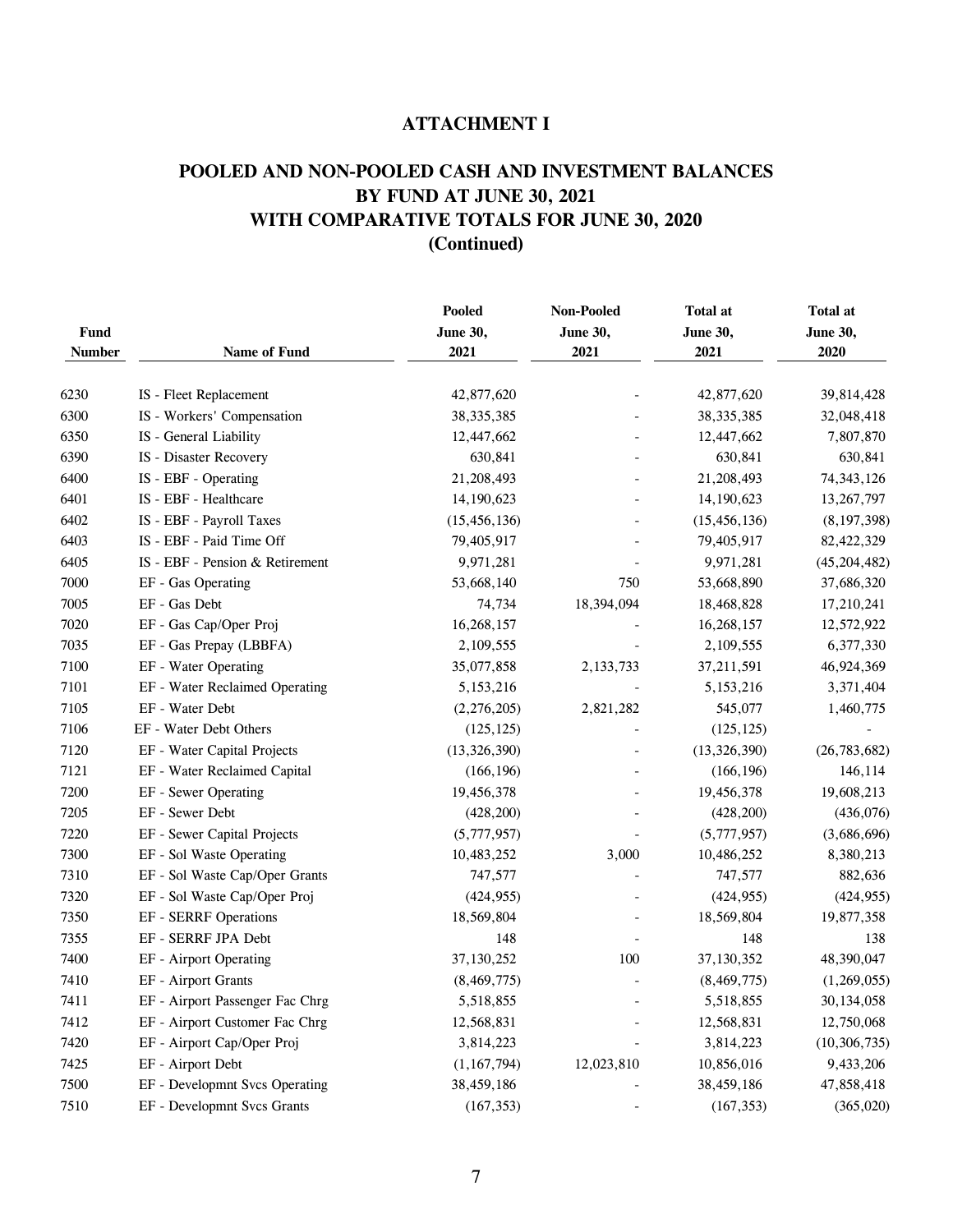# ATTACHMENT I

## POOLED AND NON-POOLED CASH AND INVESTMENT BALANCES BY FUND AT JUNE 30, 2021 WITH COMPARATIVE TOTALS FOR JUNE 30, 2020 (Continued)

| Fund Number | Name of Fund | Pooled June 30, 2021 | Non-Pooled June 30, 2021 | Total at June 30, 2021 | Total at June 30, 2020 |
|---|---|---|---|---|---|
| 6230 | IS - Fleet Replacement | 42,877,620 | - | 42,877,620 | 39,814,428 |
| 6300 | IS - Workers' Compensation | 38,335,385 | - | 38,335,385 | 32,048,418 |
| 6350 | IS - General Liability | 12,447,662 | - | 12,447,662 | 7,807,870 |
| 6390 | IS - Disaster Recovery | 630,841 | - | 630,841 | 630,841 |
| 6400 | IS - EBF - Operating | 21,208,493 | - | 21,208,493 | 74,343,126 |
| 6401 | IS - EBF - Healthcare | 14,190,623 | - | 14,190,623 | 13,267,797 |
| 6402 | IS - EBF - Payroll Taxes | (15,456,136) | - | (15,456,136) | (8,197,398) |
| 6403 | IS - EBF - Paid Time Off | 79,405,917 | - | 79,405,917 | 82,422,329 |
| 6405 | IS - EBF - Pension & Retirement | 9,971,281 | - | 9,971,281 | (45,204,482) |
| 7000 | EF - Gas Operating | 53,668,140 | 750 | 53,668,890 | 37,686,320 |
| 7005 | EF - Gas Debt | 74,734 | 18,394,094 | 18,468,828 | 17,210,241 |
| 7020 | EF - Gas Cap/Oper Proj | 16,268,157 | - | 16,268,157 | 12,572,922 |
| 7035 | EF - Gas Prepay (LBBFA) | 2,109,555 | - | 2,109,555 | 6,377,330 |
| 7100 | EF - Water Operating | 35,077,858 | 2,133,733 | 37,211,591 | 46,924,369 |
| 7101 | EF - Water Reclaimed Operating | 5,153,216 | - | 5,153,216 | 3,371,404 |
| 7105 | EF - Water Debt | (2,276,205) | 2,821,282 | 545,077 | 1,460,775 |
| 7106 | EF - Water Debt Others | (125,125) | - | (125,125) | - |
| 7120 | EF - Water Capital Projects | (13,326,390) | - | (13,326,390) | (26,783,682) |
| 7121 | EF - Water Reclaimed Capital | (166,196) | - | (166,196) | 146,114 |
| 7200 | EF - Sewer Operating | 19,456,378 | - | 19,456,378 | 19,608,213 |
| 7205 | EF - Sewer Debt | (428,200) | - | (428,200) | (436,076) |
| 7220 | EF - Sewer Capital Projects | (5,777,957) | - | (5,777,957) | (3,686,696) |
| 7300 | EF - Sol Waste Operating | 10,483,252 | 3,000 | 10,486,252 | 8,380,213 |
| 7310 | EF - Sol Waste Cap/Oper Grants | 747,577 | - | 747,577 | 882,636 |
| 7320 | EF - Sol Waste Cap/Oper Proj | (424,955) | - | (424,955) | (424,955) |
| 7350 | EF - SERRF Operations | 18,569,804 | - | 18,569,804 | 19,877,358 |
| 7355 | EF - SERRF JPA Debt | 148 | - | 148 | 138 |
| 7400 | EF - Airport Operating | 37,130,252 | 100 | 37,130,352 | 48,390,047 |
| 7410 | EF - Airport Grants | (8,469,775) | - | (8,469,775) | (1,269,055) |
| 7411 | EF - Airport Passenger Fac Chrg | 5,518,855 | - | 5,518,855 | 30,134,058 |
| 7412 | EF - Airport Customer Fac Chrg | 12,568,831 | - | 12,568,831 | 12,750,068 |
| 7420 | EF - Airport Cap/Oper Proj | 3,814,223 | - | 3,814,223 | (10,306,735) |
| 7425 | EF - Airport Debt | (1,167,794) | 12,023,810 | 10,856,016 | 9,433,206 |
| 7500 | EF - Developmnt Svcs Operating | 38,459,186 | - | 38,459,186 | 47,858,418 |
| 7510 | EF - Developmnt Svcs Grants | (167,353) | - | (167,353) | (365,020) |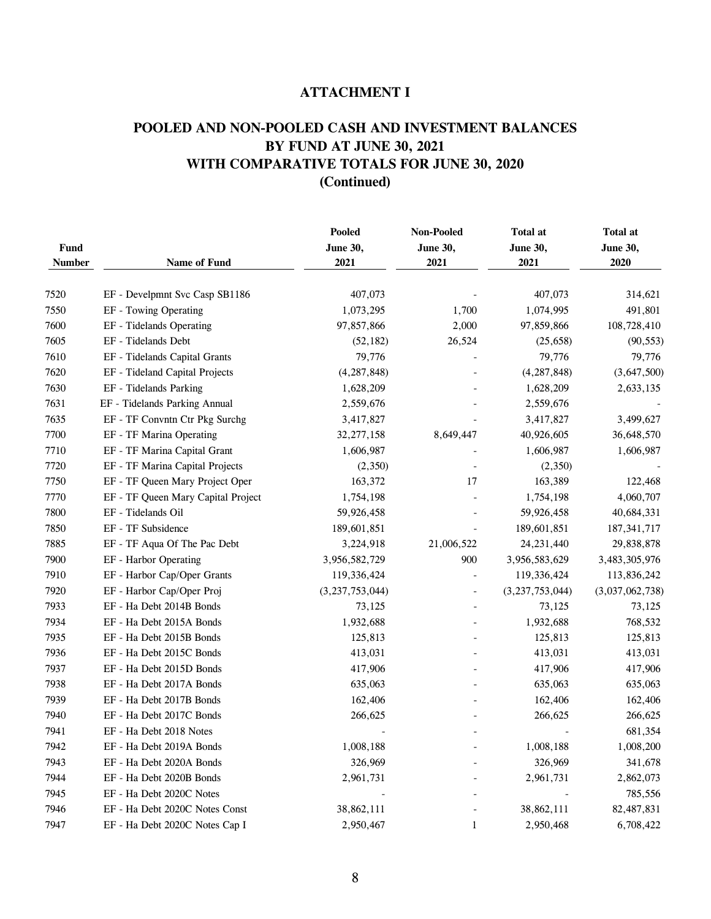## ATTACHMENT I

## POOLED AND NON-POOLED CASH AND INVESTMENT BALANCES BY FUND AT JUNE 30, 2021 WITH COMPARATIVE TOTALS FOR JUNE 30, 2020 (Continued)

| Fund Number | Name of Fund | Pooled June 30, 2021 | Non-Pooled June 30, 2021 | Total at June 30, 2021 | Total at June 30, 2020 |
|---|---|---|---|---|---|
| 7520 | EF - Develpmnt Svc Casp SB1186 | 407,073 | - | 407,073 | 314,621 |
| 7550 | EF - Towing Operating | 1,073,295 | 1,700 | 1,074,995 | 491,801 |
| 7600 | EF - Tidelands Operating | 97,857,866 | 2,000 | 97,859,866 | 108,728,410 |
| 7605 | EF - Tidelands Debt | (52,182) | 26,524 | (25,658) | (90,553) |
| 7610 | EF - Tidelands Capital Grants | 79,776 | - | 79,776 | 79,776 |
| 7620 | EF - Tideland Capital Projects | (4,287,848) | - | (4,287,848) | (3,647,500) |
| 7630 | EF - Tidelands Parking | 1,628,209 | - | 1,628,209 | 2,633,135 |
| 7631 | EF - Tidelands Parking Annual | 2,559,676 | - | 2,559,676 | - |
| 7635 | EF - TF Convntn Ctr Pkg Surchg | 3,417,827 | - | 3,417,827 | 3,499,627 |
| 7700 | EF - TF Marina Operating | 32,277,158 | 8,649,447 | 40,926,605 | 36,648,570 |
| 7710 | EF - TF Marina Capital Grant | 1,606,987 | - | 1,606,987 | 1,606,987 |
| 7720 | EF - TF Marina Capital Projects | (2,350) | - | (2,350) | - |
| 7750 | EF - TF Queen Mary Project Oper | 163,372 | 17 | 163,389 | 122,468 |
| 7770 | EF - TF Queen Mary Capital Project | 1,754,198 | - | 1,754,198 | 4,060,707 |
| 7800 | EF - Tidelands Oil | 59,926,458 | - | 59,926,458 | 40,684,331 |
| 7850 | EF - TF Subsidence | 189,601,851 | - | 189,601,851 | 187,341,717 |
| 7885 | EF - TF Aqua Of The Pac Debt | 3,224,918 | 21,006,522 | 24,231,440 | 29,838,878 |
| 7900 | EF - Harbor Operating | 3,956,582,729 | 900 | 3,956,583,629 | 3,483,305,976 |
| 7910 | EF - Harbor Cap/Oper Grants | 119,336,424 | - | 119,336,424 | 113,836,242 |
| 7920 | EF - Harbor Cap/Oper Proj | (3,237,753,044) | - | (3,237,753,044) | (3,037,062,738) |
| 7933 | EF - Ha Debt 2014B Bonds | 73,125 | - | 73,125 | 73,125 |
| 7934 | EF - Ha Debt 2015A Bonds | 1,932,688 | - | 1,932,688 | 768,532 |
| 7935 | EF - Ha Debt 2015B Bonds | 125,813 | - | 125,813 | 125,813 |
| 7936 | EF - Ha Debt 2015C Bonds | 413,031 | - | 413,031 | 413,031 |
| 7937 | EF - Ha Debt 2015D Bonds | 417,906 | - | 417,906 | 417,906 |
| 7938 | EF - Ha Debt 2017A Bonds | 635,063 | - | 635,063 | 635,063 |
| 7939 | EF - Ha Debt 2017B Bonds | 162,406 | - | 162,406 | 162,406 |
| 7940 | EF - Ha Debt 2017C Bonds | 266,625 | - | 266,625 | 266,625 |
| 7941 | EF - Ha Debt 2018 Notes | - | - | - | 681,354 |
| 7942 | EF - Ha Debt 2019A Bonds | 1,008,188 | - | 1,008,188 | 1,008,200 |
| 7943 | EF - Ha Debt 2020A Bonds | 326,969 | - | 326,969 | 341,678 |
| 7944 | EF - Ha Debt 2020B Bonds | 2,961,731 | - | 2,961,731 | 2,862,073 |
| 7945 | EF - Ha Debt 2020C Notes | - | - | - | 785,556 |
| 7946 | EF - Ha Debt 2020C Notes Const | 38,862,111 | - | 38,862,111 | 82,487,831 |
| 7947 | EF - Ha Debt 2020C Notes Cap I | 2,950,467 | 1 | 2,950,468 | 6,708,422 |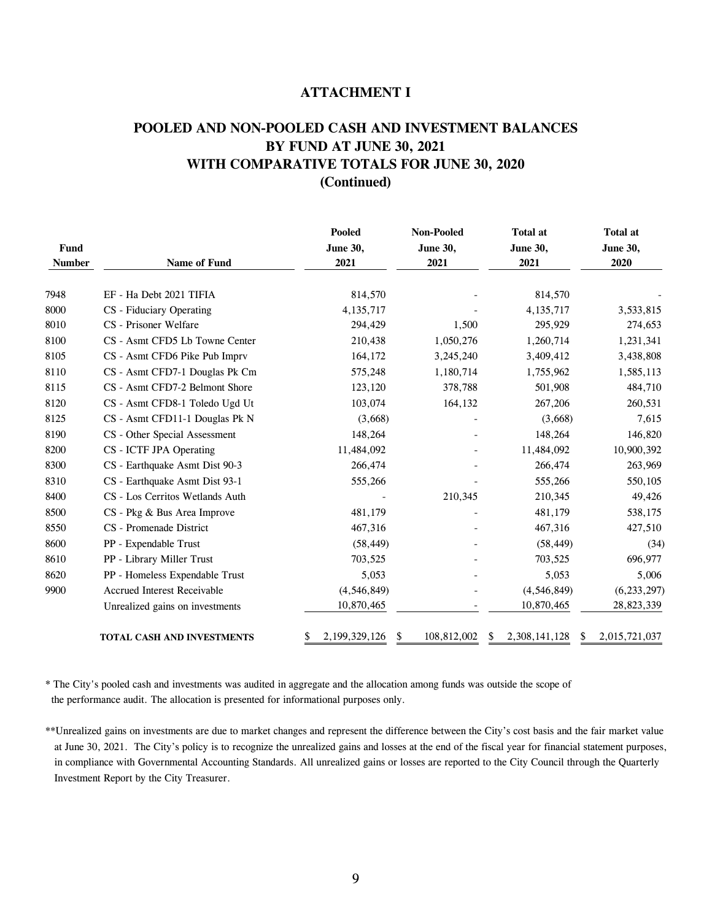# ATTACHMENT I

## POOLED AND NON-POOLED CASH AND INVESTMENT BALANCES BY FUND AT JUNE 30, 2021 WITH COMPARATIVE TOTALS FOR JUNE 30, 2020 (Continued)

| Fund Number | Name of Fund | Pooled June 30, 2021 | Non-Pooled June 30, 2021 | Total at June 30, 2021 | Total at June 30, 2020 |
|---|---|---|---|---|---|
| 7948 | EF - Ha Debt 2021 TIFIA | 814,570 | - | 814,570 | - |
| 8000 | CS - Fiduciary Operating | 4,135,717 | - | 4,135,717 | 3,533,815 |
| 8010 | CS - Prisoner Welfare | 294,429 | 1,500 | 295,929 | 274,653 |
| 8100 | CS - Asmt CFD5 Lb Towne Center | 210,438 | 1,050,276 | 1,260,714 | 1,231,341 |
| 8105 | CS - Asmt CFD6 Pike Pub Imprv | 164,172 | 3,245,240 | 3,409,412 | 3,438,808 |
| 8110 | CS - Asmt CFD7-1 Douglas Pk Cm | 575,248 | 1,180,714 | 1,755,962 | 1,585,113 |
| 8115 | CS - Asmt CFD7-2 Belmont Shore | 123,120 | 378,788 | 501,908 | 484,710 |
| 8120 | CS - Asmt CFD8-1 Toledo Ugd Ut | 103,074 | 164,132 | 267,206 | 260,531 |
| 8125 | CS - Asmt CFD11-1 Douglas Pk N | (3,668) | - | (3,668) | 7,615 |
| 8190 | CS - Other Special Assessment | 148,264 | - | 148,264 | 146,820 |
| 8200 | CS - ICTF JPA Operating | 11,484,092 | - | 11,484,092 | 10,900,392 |
| 8300 | CS - Earthquake Asmt Dist 90-3 | 266,474 | - | 266,474 | 263,969 |
| 8310 | CS - Earthquake Asmt Dist 93-1 | 555,266 | - | 555,266 | 550,105 |
| 8400 | CS - Los Cerritos Wetlands Auth | - | 210,345 | 210,345 | 49,426 |
| 8500 | CS - Pkg & Bus Area Improve | 481,179 | - | 481,179 | 538,175 |
| 8550 | CS - Promenade District | 467,316 | - | 467,316 | 427,510 |
| 8600 | PP - Expendable Trust | (58,449) | - | (58,449) | (34) |
| 8610 | PP - Library Miller Trust | 703,525 | - | 703,525 | 696,977 |
| 8620 | PP - Homeless Expendable Trust | 5,053 | - | 5,053 | 5,006 |
| 9900 | Accrued Interest Receivable | (4,546,849) | - | (4,546,849) | (6,233,297) |
| | Unrealized gains on investments | 10,870,465 | - | 10,870,465 | 28,823,339 |
| | **TOTAL CASH AND INVESTMENTS** | $ 2,199,329,126 | $ 108,812,002 | $ 2,308,141,128 | $ 2,015,721,037 |

* The City's pooled cash and investments was audited in aggregate and the allocation among funds was outside the scope of the performance audit. The allocation is presented for informational purposes only.

**Unrealized gains on investments are due to market changes and represent the difference between the City's cost basis and the fair market value at June 30, 2021. The City's policy is to recognize the unrealized gains and losses at the end of the fiscal year for financial statement purposes, in compliance with Governmental Accounting Standards. All unrealized gains or losses are reported to the City Council through the Quarterly Investment Report by the City Treasurer.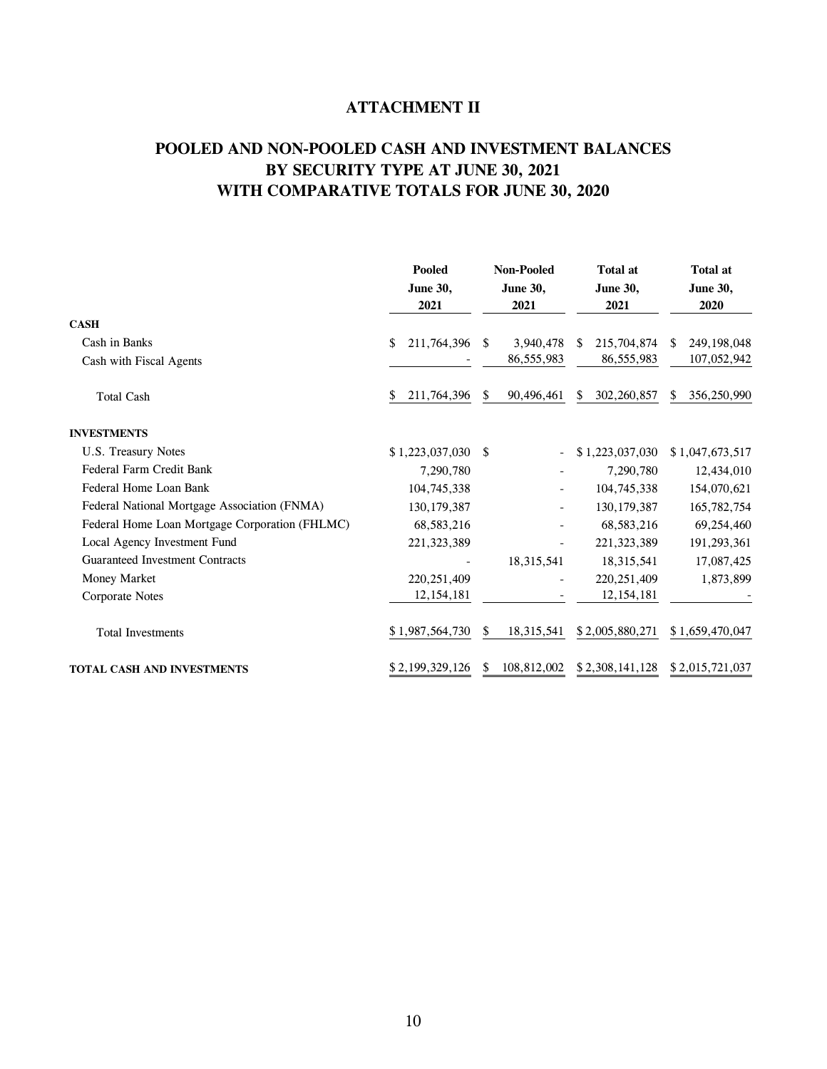**ATTACHMENT II**

**POOLED AND NON-POOLED CASH AND INVESTMENT BALANCES BY SECURITY TYPE AT JUNE 30, 2021 WITH COMPARATIVE TOTALS FOR JUNE 30, 2020**

| | Pooled June 30, 2021 | Non-Pooled June 30, 2021 | Total at June 30, 2021 | Total at June 30, 2020 |
|---|---|---|---|---|
| **CASH** | | | | |
| Cash in Banks | $ 211,764,396 | $ 3,940,478 | $ 215,704,874 | $ 249,198,048 |
| Cash with Fiscal Agents | - | 86,555,983 | 86,555,983 | 107,052,942 |
| Total Cash | $ 211,764,396 | $ 90,496,461 | $ 302,260,857 | $ 356,250,990 |
| **INVESTMENTS** | | | | |
| U.S. Treasury Notes | $ 1,223,037,030 | $ - | $ 1,223,037,030 | $ 1,047,673,517 |
| Federal Farm Credit Bank | 7,290,780 | - | 7,290,780 | 12,434,010 |
| Federal Home Loan Bank | 104,745,338 | - | 104,745,338 | 154,070,621 |
| Federal National Mortgage Association (FNMA) | 130,179,387 | - | 130,179,387 | 165,782,754 |
| Federal Home Loan Mortgage Corporation (FHLMC) | 68,583,216 | - | 68,583,216 | 69,254,460 |
| Local Agency Investment Fund | 221,323,389 | - | 221,323,389 | 191,293,361 |
| Guaranteed Investment Contracts | - | 18,315,541 | 18,315,541 | 17,087,425 |
| Money Market | 220,251,409 | - | 220,251,409 | 1,873,899 |
| Corporate Notes | 12,154,181 | - | 12,154,181 | - |
| Total Investments | $ 1,987,564,730 | $ 18,315,541 | $ 2,005,880,271 | $ 1,659,470,047 |
| **TOTAL CASH AND INVESTMENTS** | $ 2,199,329,126 | $ 108,812,002 | $ 2,308,141,128 | $ 2,015,721,037 |